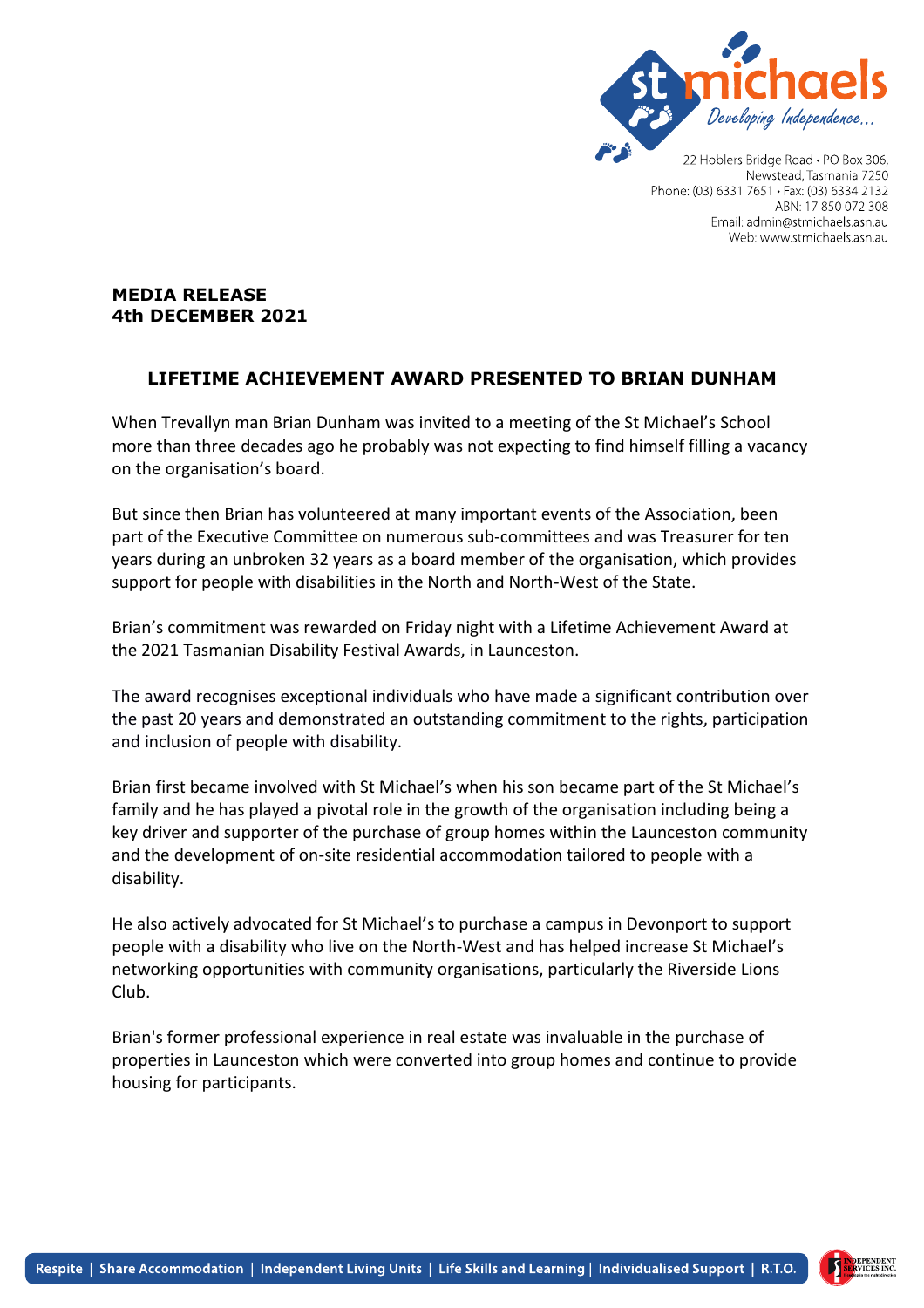22 Hoblers Bridge Road • PO Box 306,
Newstead, Tasmania 7250
Phone: (03) 6331 7651 • Fax: (03) 6334 2132
ABN: 17 850 072 308
Email: admin@stmichaels.asn.au
Web: www.stmichaels.asn.au

**MEDIA RELEASE**
**4th DECEMBER 2021**

## LIFETIME ACHIEVEMENT AWARD PRESENTED TO BRIAN DUNHAM

When Trevallyn man Brian Dunham was invited to a meeting of the St Michael's School more than three decades ago he probably was not expecting to find himself filling a vacancy on the organisation's board.

But since then Brian has volunteered at many important events of the Association, been part of the Executive Committee on numerous sub-committees and was Treasurer for ten years during an unbroken 32 years as a board member of the organisation, which provides support for people with disabilities in the North and North-West of the State.

Brian's commitment was rewarded on Friday night with a Lifetime Achievement Award at the 2021 Tasmanian Disability Festival Awards, in Launceston.

The award recognises exceptional individuals who have made a significant contribution over the past 20 years and demonstrated an outstanding commitment to the rights, participation and inclusion of people with disability.

Brian first became involved with St Michael's when his son became part of the St Michael's family and he has played a pivotal role in the growth of the organisation including being a key driver and supporter of the purchase of group homes within the Launceston community and the development of on-site residential accommodation tailored to people with a disability.

He also actively advocated for St Michael's to purchase a campus in Devonport to support people with a disability who live on the North-West and has helped increase St Michael's networking opportunities with community organisations, particularly the Riverside Lions Club.

Brian's former professional experience in real estate was invaluable in the purchase of properties in Launceston which were converted into group homes and continue to provide housing for participants.

Respite | Share Accommodation | Independent Living Units | Life Skills and Learning | Individualised Support | R.T.O.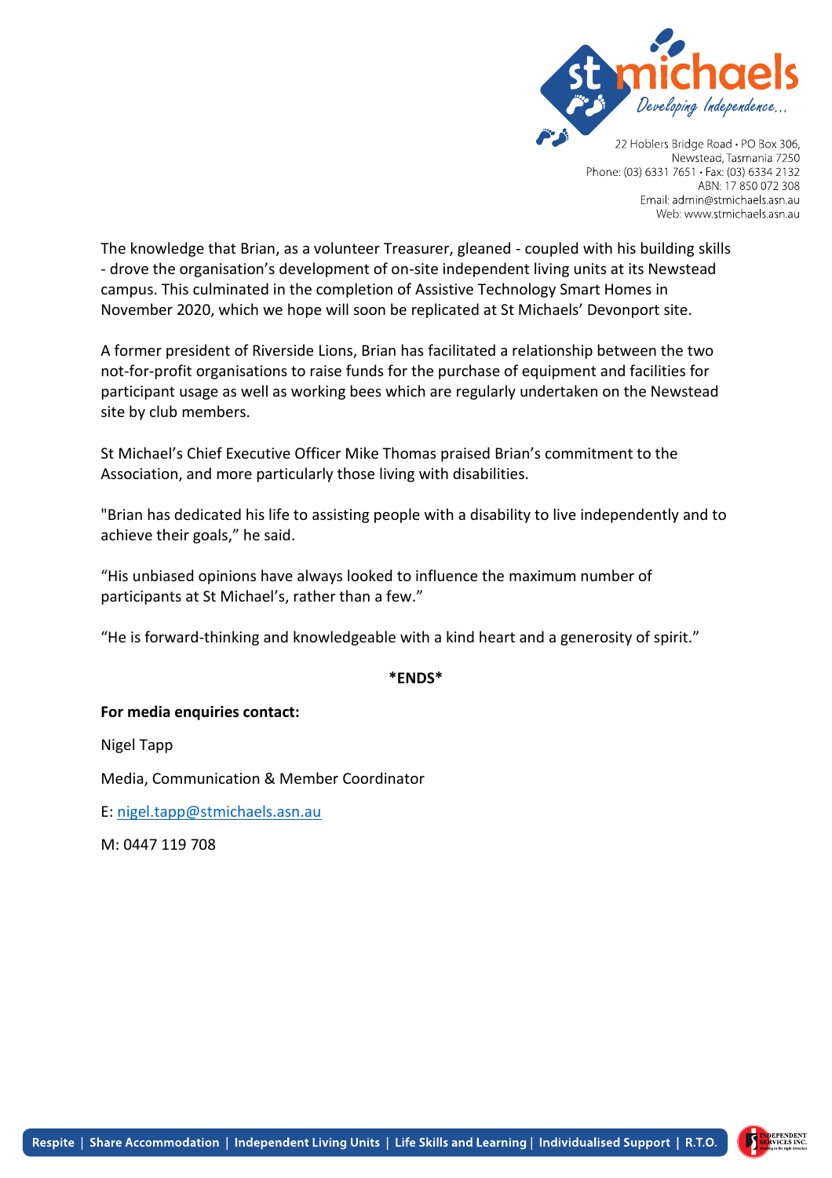The knowledge that Brian, as a volunteer Treasurer, gleaned - coupled with his building skills - drove the organisation's development of on-site independent living units at its Newstead campus. This culminated in the completion of Assistive Technology Smart Homes in November 2020, which we hope will soon be replicated at St Michaels' Devonport site.

A former president of Riverside Lions, Brian has facilitated a relationship between the two not-for-profit organisations to raise funds for the purchase of equipment and facilities for participant usage as well as working bees which are regularly undertaken on the Newstead site by club members.

St Michael's Chief Executive Officer Mike Thomas praised Brian's commitment to the Association, and more particularly those living with disabilities.

"Brian has dedicated his life to assisting people with a disability to live independently and to achieve their goals," he said.

"His unbiased opinions have always looked to influence the maximum number of participants at St Michael's, rather than a few."

"He is forward-thinking and knowledgeable with a kind heart and a generosity of spirit."

**\*ENDS\***

**For media enquiries contact:**

Nigel Tapp

Media, Communication & Member Coordinator

E: nigel.tapp@stmichaels.asn.au

M: 0447 119 708